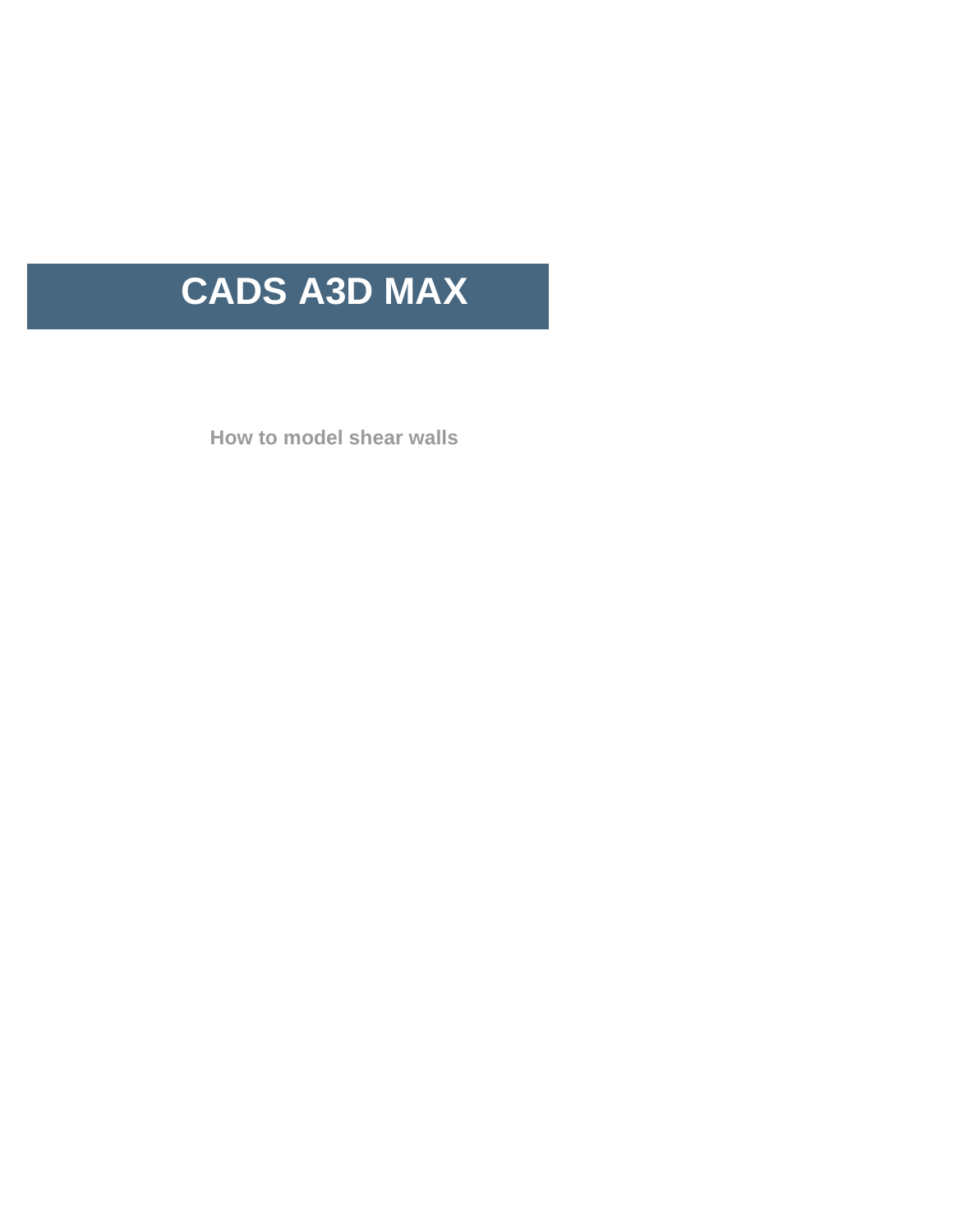# CADS A3D MAX

**How to model shear walls**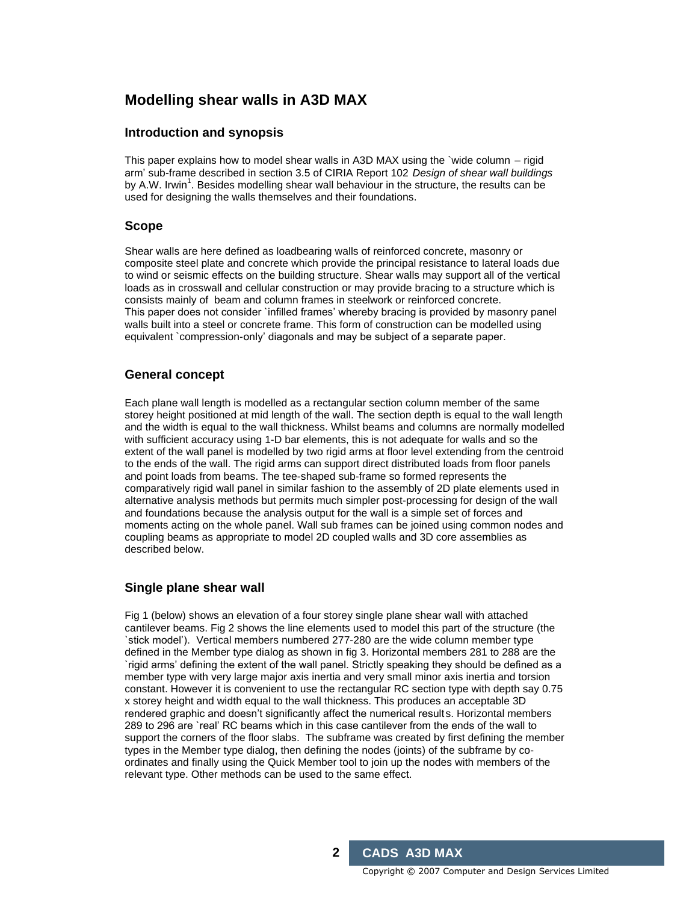## Modelling shear walls in A3D MAX

### Introduction and synopsis

This paper explains how to model shear walls in A3D MAX using the `wide column – rigid arm' sub-frame described in section 3.5 of CIRIA Report 102 *Design of shear wall buildings* by A.W. Irwin[1]. Besides modelling shear wall behaviour in the structure, the results can be used for designing the walls themselves and their foundations.

### Scope

Shear walls are here defined as loadbearing walls of reinforced concrete, masonry or composite steel plate and concrete which provide the principal resistance to lateral loads due to wind or seismic effects on the building structure. Shear walls may support all of the vertical loads as in crosswall and cellular construction or may provide bracing to a structure which is consists mainly of beam and column frames in steelwork or reinforced concrete.
This paper does not consider `infilled frames' whereby bracing is provided by masonry panel walls built into a steel or concrete frame. This form of construction can be modelled using equivalent `compression-only' diagonals and may be subject of a separate paper.

### General concept

Each plane wall length is modelled as a rectangular section column member of the same storey height positioned at mid length of the wall. The section depth is equal to the wall length and the width is equal to the wall thickness. Whilst beams and columns are normally modelled with sufficient accuracy using 1-D bar elements, this is not adequate for walls and so the extent of the wall panel is modelled by two rigid arms at floor level extending from the centroid to the ends of the wall. The rigid arms can support direct distributed loads from floor panels and point loads from beams. The tee-shaped sub-frame so formed represents the comparatively rigid wall panel in similar fashion to the assembly of 2D plate elements used in alternative analysis methods but permits much simpler post-processing for design of the wall and foundations because the analysis output for the wall is a simple set of forces and moments acting on the whole panel. Wall sub frames can be joined using common nodes and coupling beams as appropriate to model 2D coupled walls and 3D core assemblies as described below.

### Single plane shear wall

Fig 1 (below) shows an elevation of a four storey single plane shear wall with attached cantilever beams. Fig 2 shows the line elements used to model this part of the structure (the `stick model'). Vertical members numbered 277-280 are the wide column member type defined in the Member type dialog as shown in fig 3. Horizontal members 281 to 288 are the `rigid arms' defining the extent of the wall panel. Strictly speaking they should be defined as a member type with very large major axis inertia and very small minor axis inertia and torsion constant. However it is convenient to use the rectangular RC section type with depth say 0.75 x storey height and width equal to the wall thickness. This produces an acceptable 3D rendered graphic and doesn't significantly affect the numerical results. Horizontal members 289 to 296 are `real' RC beams which in this case cantilever from the ends of the wall to support the corners of the floor slabs. The subframe was created by first defining the member types in the Member type dialog, then defining the nodes (joints) of the subframe by co-ordinates and finally using the Quick Member tool to join up the nodes with members of the relevant type. Other methods can be used to the same effect.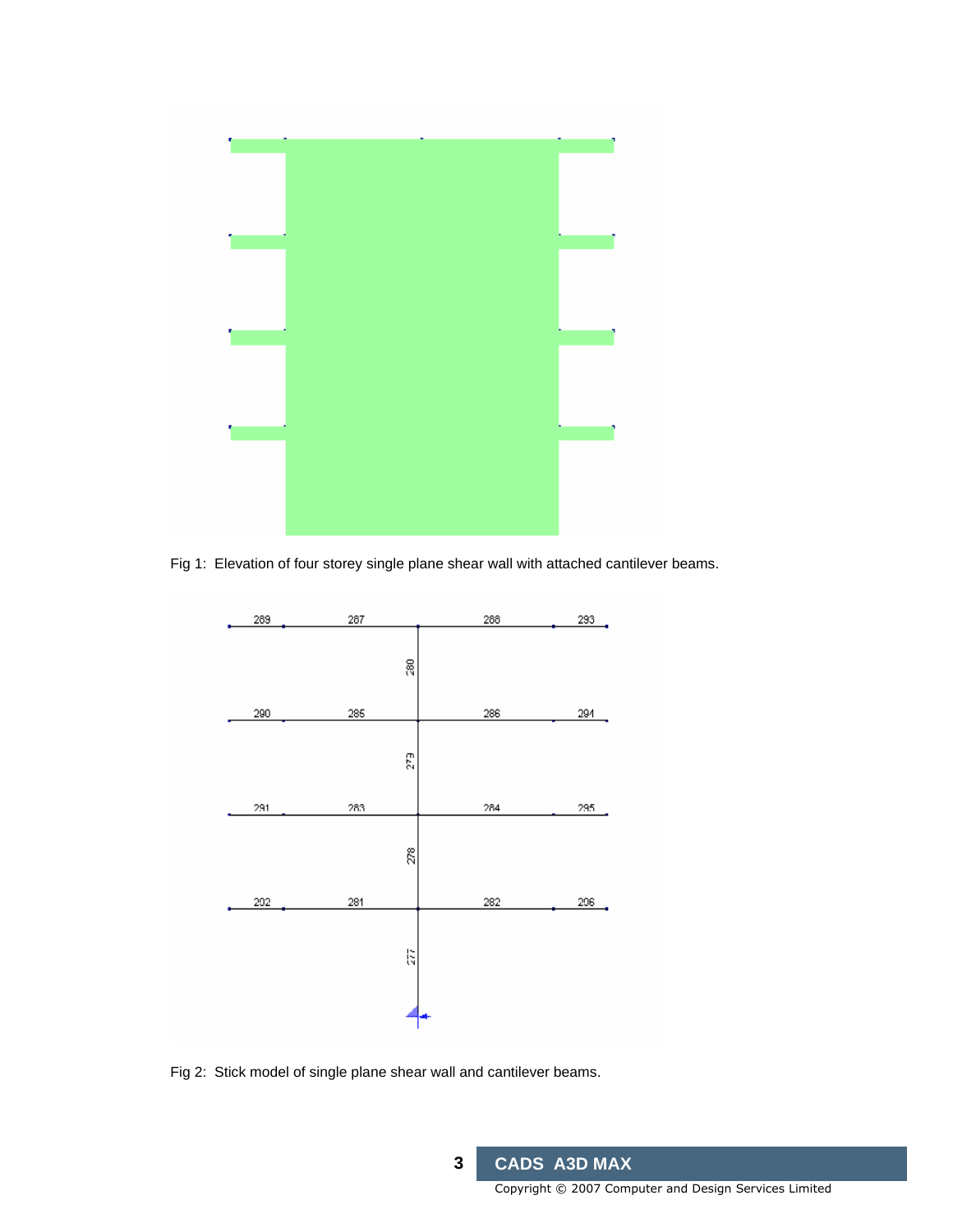Fig 1: Elevation of four storey single plane shear wall with attached cantilever beams.

Fig 2: Stick model of single plane shear wall and cantilever beams.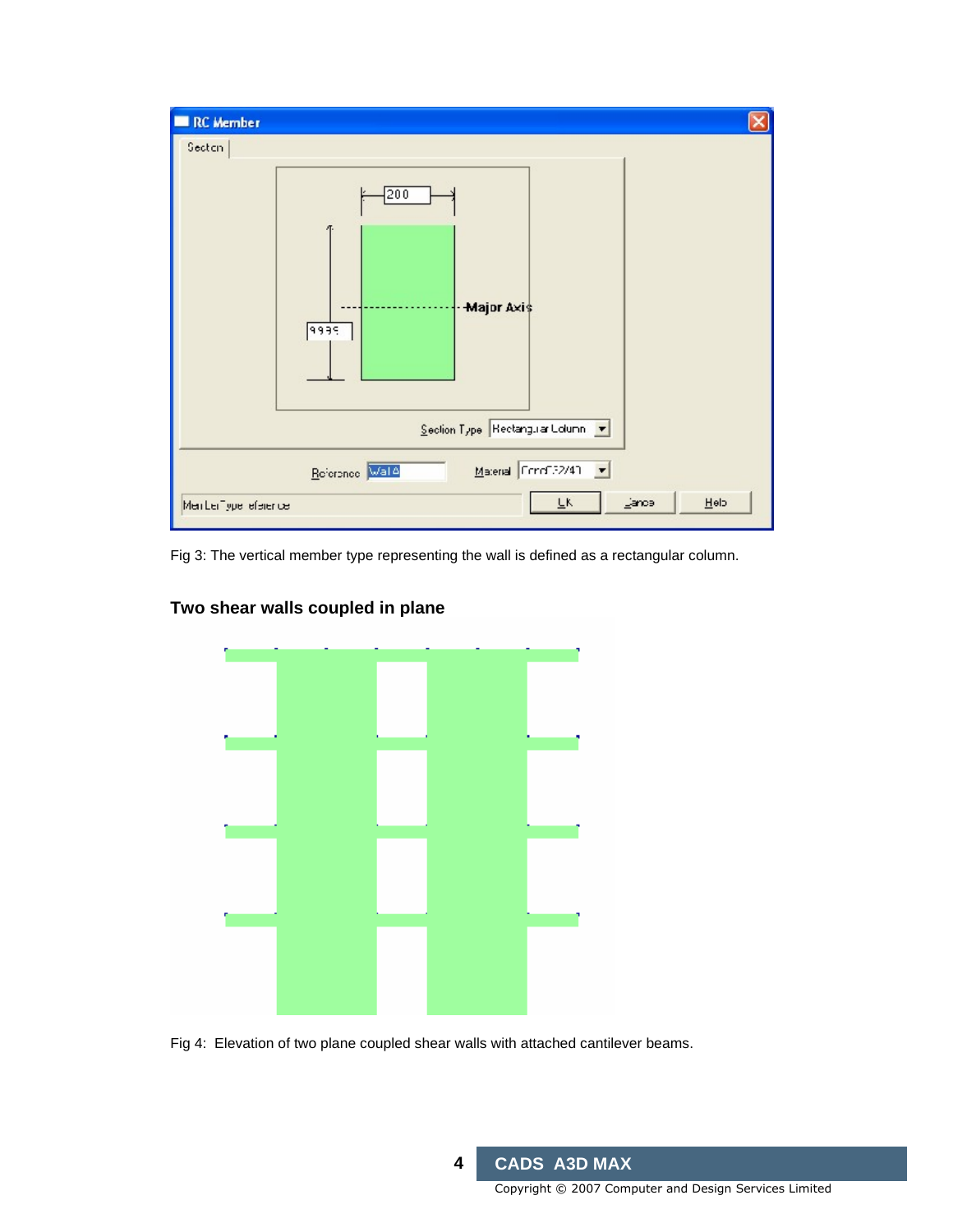Fig 3: The vertical member type representing the wall is defined as a rectangular column.

## Two shear walls coupled in plane

Fig 4: Elevation of two plane coupled shear walls with attached cantilever beams.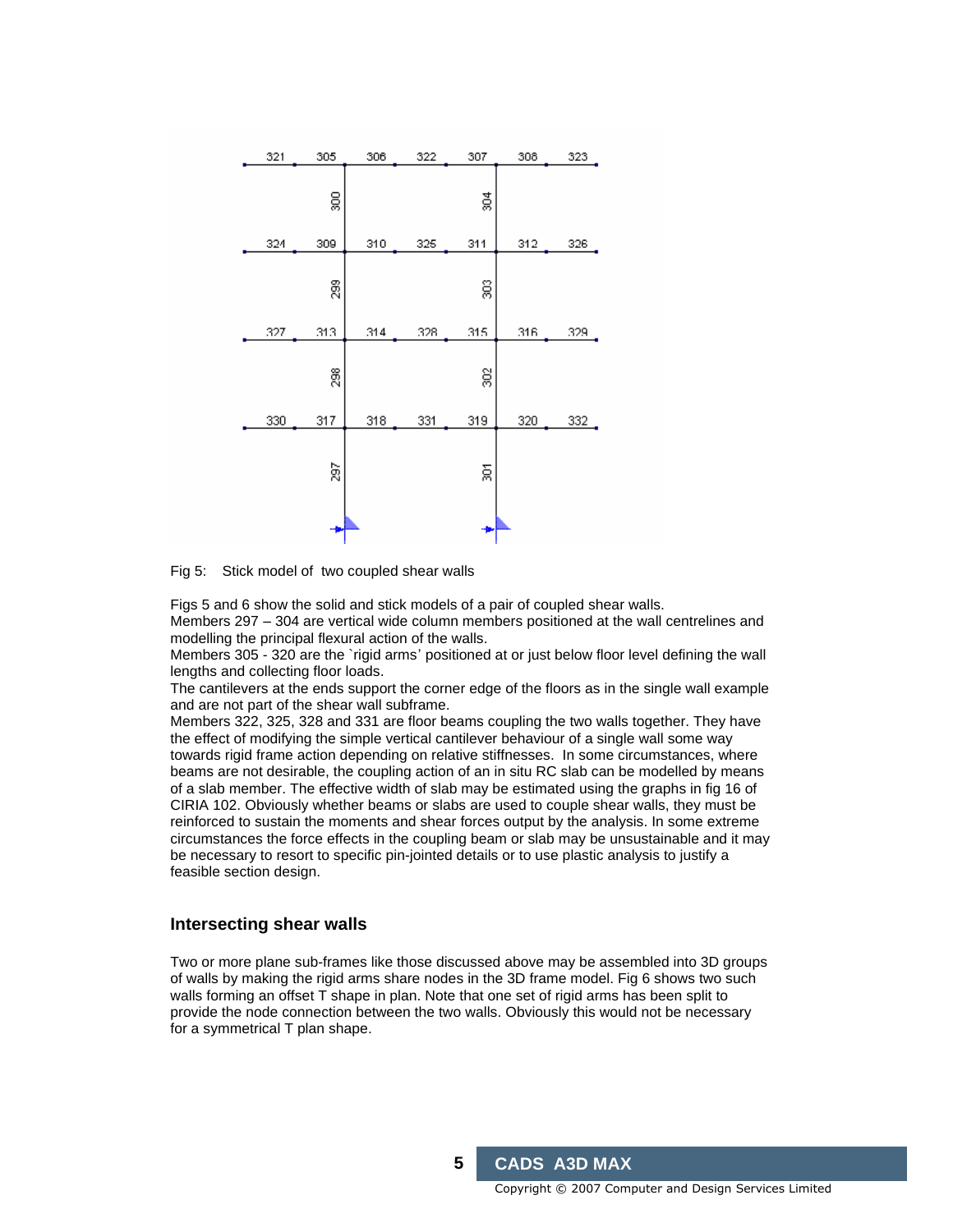Fig 5: Stick model of two coupled shear walls

Figs 5 and 6 show the solid and stick models of a pair of coupled shear walls.
Members 297 – 304 are vertical wide column members positioned at the wall centrelines and modelling the principal flexural action of the walls.
Members 305 - 320 are the `rigid arms' positioned at or just below floor level defining the wall lengths and collecting floor loads.
The cantilevers at the ends support the corner edge of the floors as in the single wall example and are not part of the shear wall subframe.
Members 322, 325, 328 and 331 are floor beams coupling the two walls together. They have the effect of modifying the simple vertical cantilever behaviour of a single wall some way towards rigid frame action depending on relative stiffnesses. In some circumstances, where beams are not desirable, the coupling action of an in situ RC slab can be modelled by means of a slab member. The effective width of slab may be estimated using the graphs in fig 16 of CIRIA 102. Obviously whether beams or slabs are used to couple shear walls, they must be reinforced to sustain the moments and shear forces output by the analysis. In some extreme circumstances the force effects in the coupling beam or slab may be unsustainable and it may be necessary to resort to specific pin-jointed details or to use plastic analysis to justify a feasible section design.

## Intersecting shear walls

Two or more plane sub-frames like those discussed above may be assembled into 3D groups of walls by making the rigid arms share nodes in the 3D frame model. Fig 6 shows two such walls forming an offset T shape in plan. Note that one set of rigid arms has been split to provide the node connection between the two walls. Obviously this would not be necessary for a symmetrical T plan shape.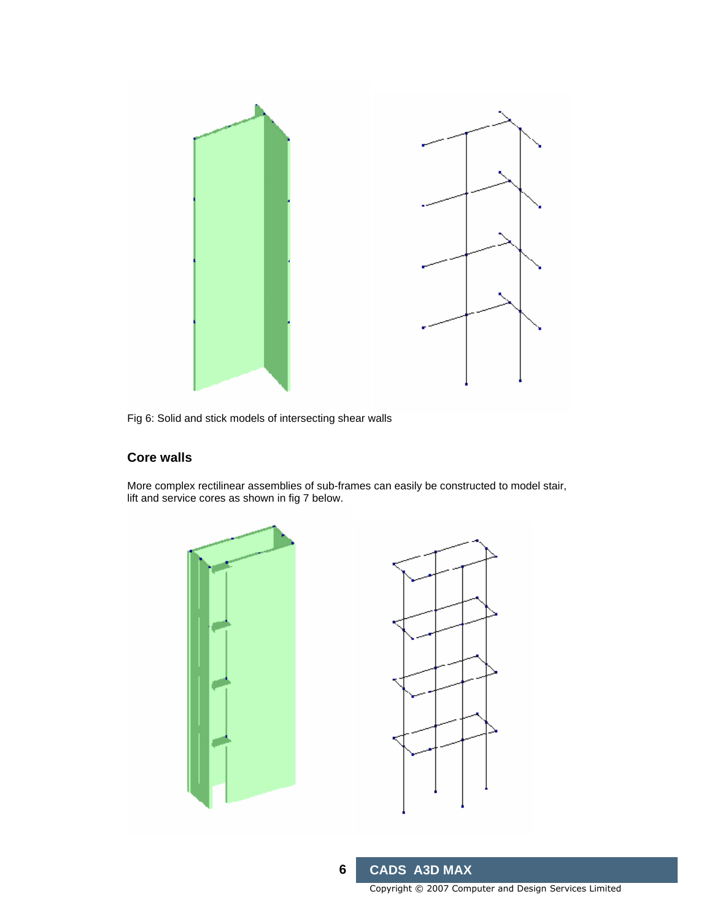Fig 6: Solid and stick models of intersecting shear walls

## Core walls

More complex rectilinear assemblies of sub-frames can easily be constructed to model stair, lift and service cores as shown in fig 7 below.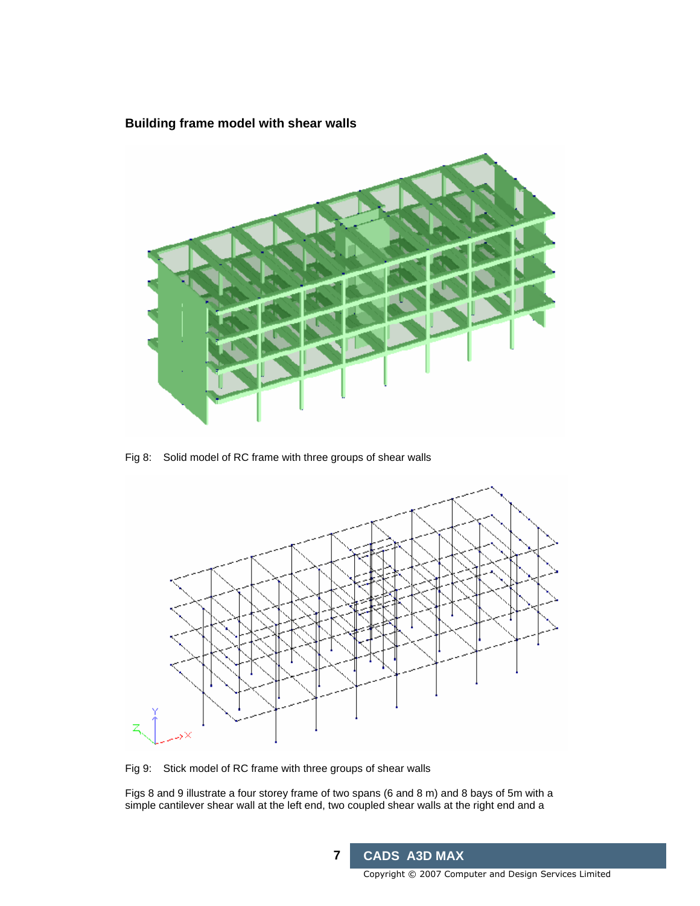## Building frame model with shear walls

Fig 8: Solid model of RC frame with three groups of shear walls

Fig 9: Stick model of RC frame with three groups of shear walls

Figs 8 and 9 illustrate a four storey frame of two spans (6 and 8 m) and 8 bays of 5m with a simple cantilever shear wall at the left end, two coupled shear walls at the right end and a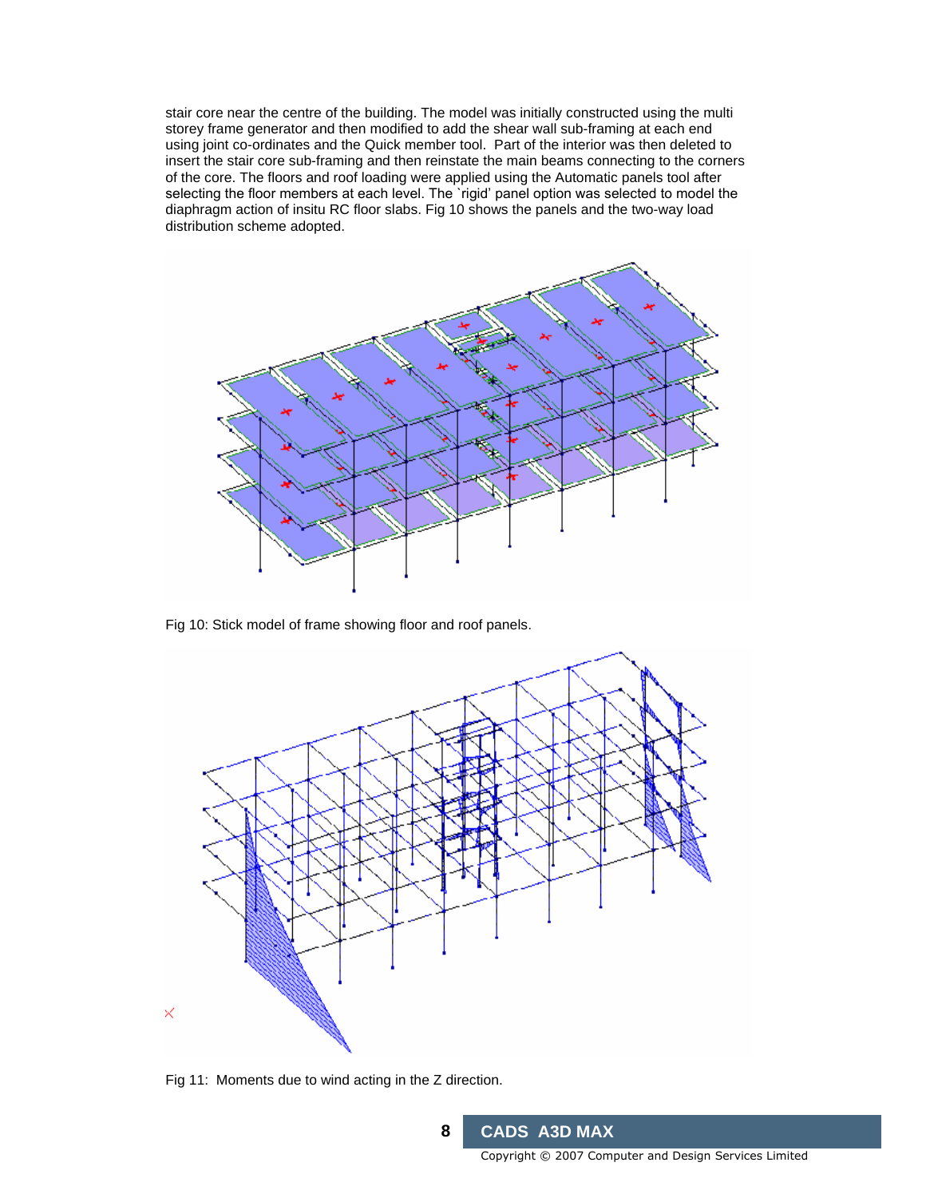stair core near the centre of the building. The model was initially constructed using the multi storey frame generator and then modified to add the shear wall sub-framing at each end using joint co-ordinates and the Quick member tool. Part of the interior was then deleted to insert the stair core sub-framing and then reinstate the main beams connecting to the corners of the core. The floors and roof loading were applied using the Automatic panels tool after selecting the floor members at each level. The `rigid' panel option was selected to model the diaphragm action of insitu RC floor slabs. Fig 10 shows the panels and the two-way load distribution scheme adopted.

Fig 10: Stick model of frame showing floor and roof panels.

Fig 11: Moments due to wind acting in the Z direction.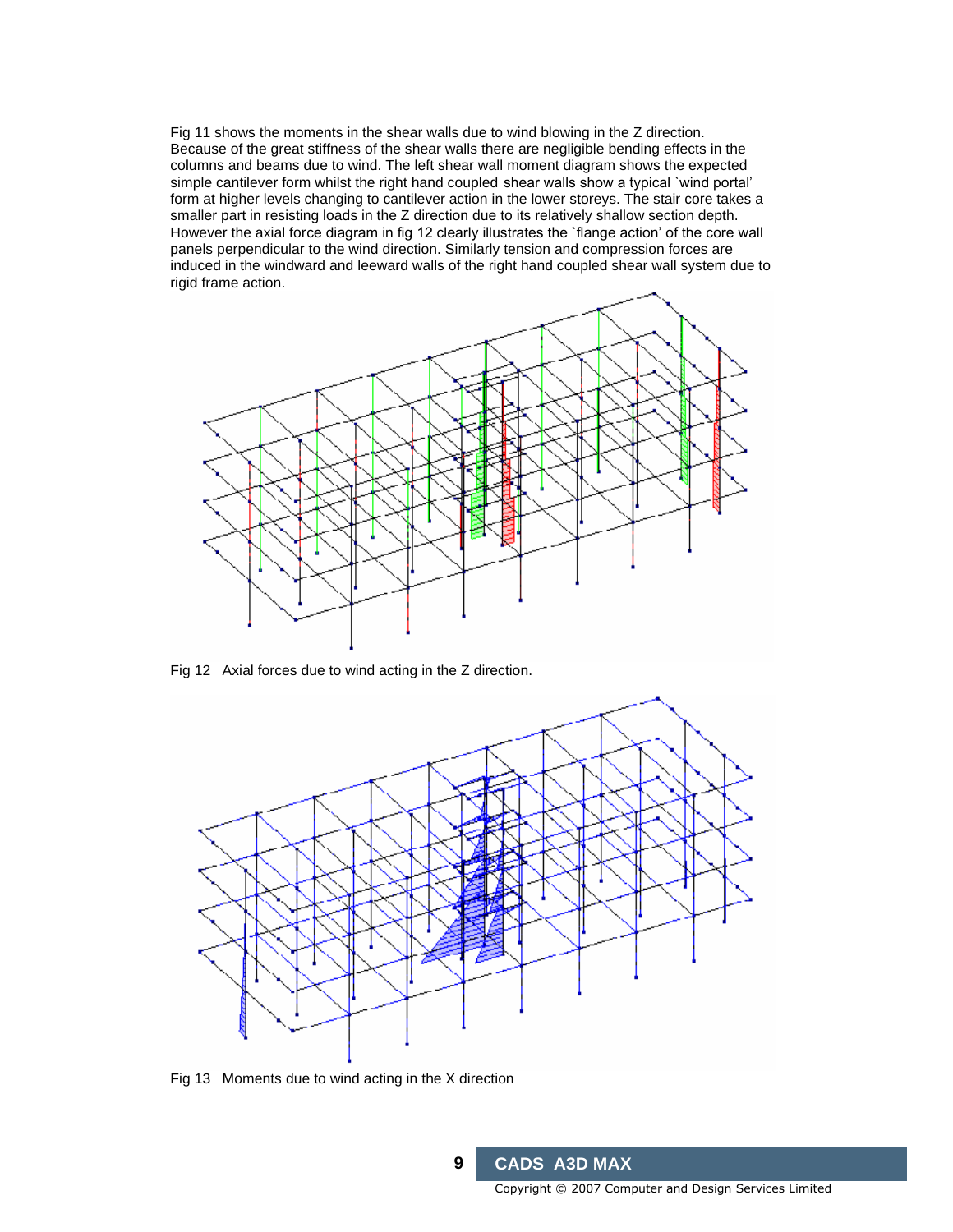Fig 11 shows the moments in the shear walls due to wind blowing in the Z direction. Because of the great stiffness of the shear walls there are negligible bending effects in the columns and beams due to wind. The left shear wall moment diagram shows the expected simple cantilever form whilst the right hand coupled shear walls show a typical `wind portal' form at higher levels changing to cantilever action in the lower storeys. The stair core takes a smaller part in resisting loads in the Z direction due to its relatively shallow section depth. However the axial force diagram in fig 12 clearly illustrates the `flange action' of the core wall panels perpendicular to the wind direction. Similarly tension and compression forces are induced in the windward and leeward walls of the right hand coupled shear wall system due to rigid frame action.

Fig 12 Axial forces due to wind acting in the Z direction.

Fig 13 Moments due to wind acting in the X direction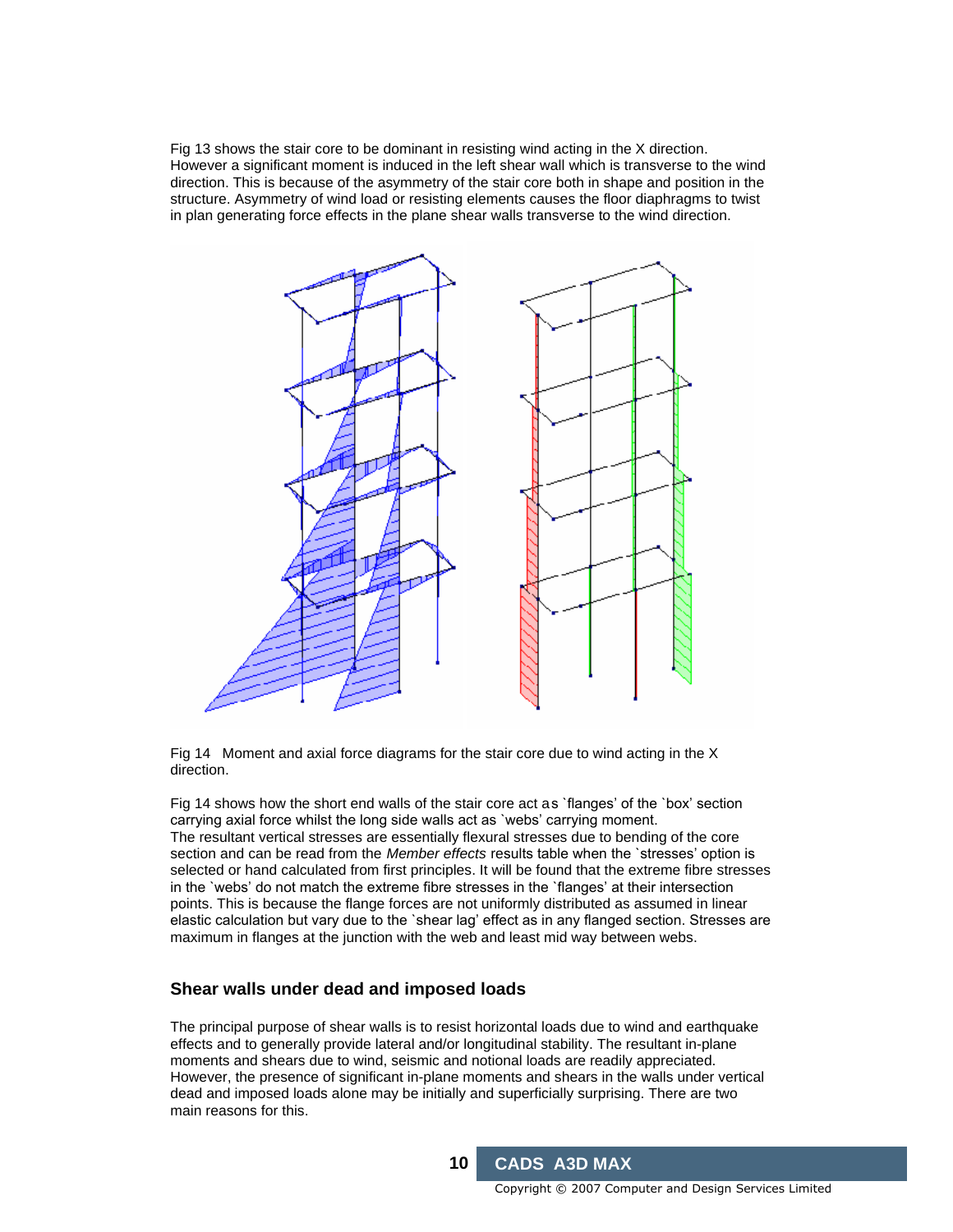Fig 13 shows the stair core to be dominant in resisting wind acting in the X direction. However a significant moment is induced in the left shear wall which is transverse to the wind direction. This is because of the asymmetry of the stair core both in shape and position in the structure. Asymmetry of wind load or resisting elements causes the floor diaphragms to twist in plan generating force effects in the plane shear walls transverse to the wind direction.

Fig 14 Moment and axial force diagrams for the stair core due to wind acting in the X direction.

Fig 14 shows how the short end walls of the stair core act as `flanges' of the `box' section carrying axial force whilst the long side walls act as `webs' carrying moment.
The resultant vertical stresses are essentially flexural stresses due to bending of the core section and can be read from the *Member effects* results table when the `stresses' option is selected or hand calculated from first principles. It will be found that the extreme fibre stresses in the `webs' do not match the extreme fibre stresses in the `flanges' at their intersection points. This is because the flange forces are not uniformly distributed as assumed in linear elastic calculation but vary due to the `shear lag' effect as in any flanged section. Stresses are maximum in flanges at the junction with the web and least mid way between webs.

## Shear walls under dead and imposed loads

The principal purpose of shear walls is to resist horizontal loads due to wind and earthquake effects and to generally provide lateral and/or longitudinal stability. The resultant in-plane moments and shears due to wind, seismic and notional loads are readily appreciated. However, the presence of significant in-plane moments and shears in the walls under vertical dead and imposed loads alone may be initially and superficially surprising. There are two main reasons for this.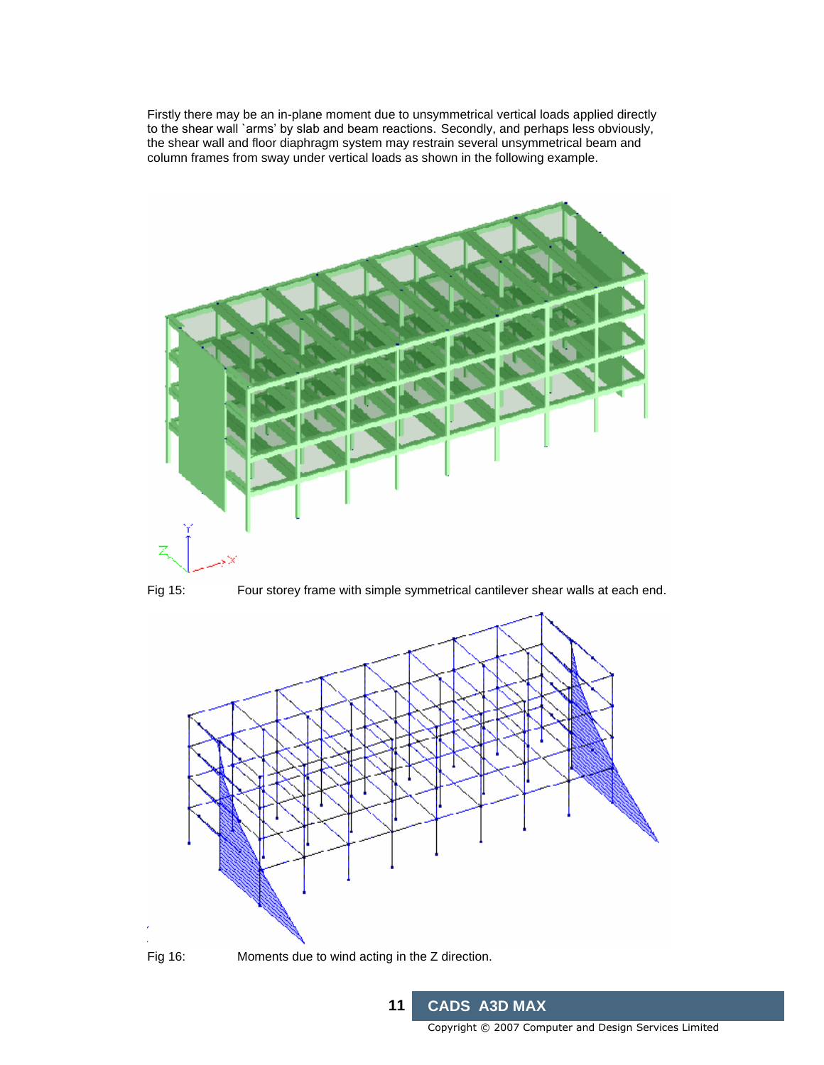Firstly there may be an in-plane moment due to unsymmetrical vertical loads applied directly to the shear wall `arms' by slab and beam reactions. Secondly, and perhaps less obviously, the shear wall and floor diaphragm system may restrain several unsymmetrical beam and column frames from sway under vertical loads as shown in the following example.

Fig 15: Four storey frame with simple symmetrical cantilever shear walls at each end.

Fig 16: Moments due to wind acting in the Z direction.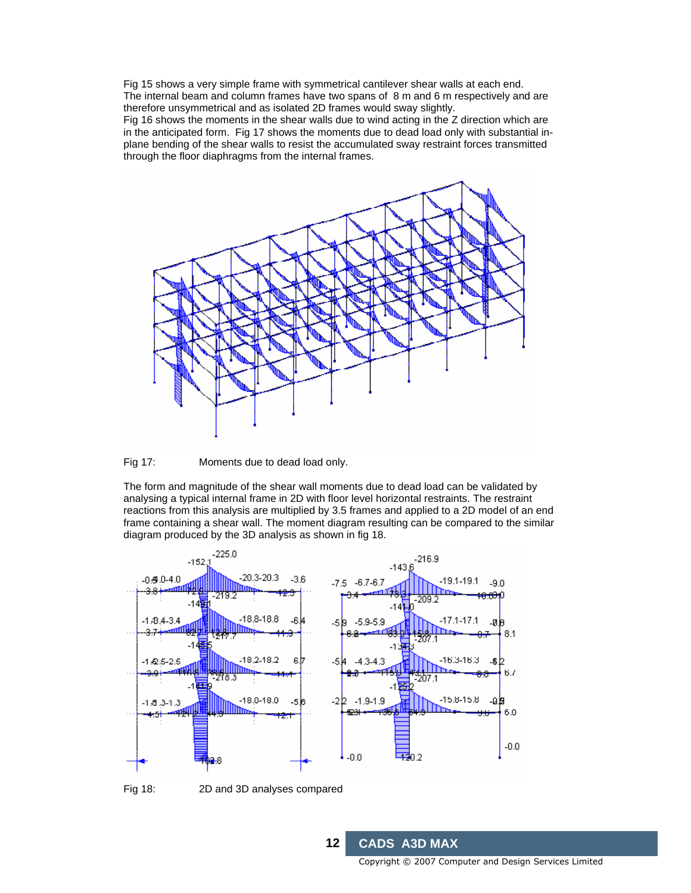Fig 15 shows a very simple frame with symmetrical cantilever shear walls at each end. The internal beam and column frames have two spans of 8 m and 6 m respectively and are therefore unsymmetrical and as isolated 2D frames would sway slightly.
Fig 16 shows the moments in the shear walls due to wind acting in the Z direction which are in the anticipated form. Fig 17 shows the moments due to dead load only with substantial in-plane bending of the shear walls to resist the accumulated sway restraint forces transmitted through the floor diaphragms from the internal frames.

Fig 17: Moments due to dead load only.

The form and magnitude of the shear wall moments due to dead load can be validated by analysing a typical internal frame in 2D with floor level horizontal restraints. The restraint reactions from this analysis are multiplied by 3.5 frames and applied to a 2D model of an end frame containing a shear wall. The moment diagram resulting can be compared to the similar diagram produced by the 3D analysis as shown in fig 18.

Fig 18: 2D and 3D analyses compared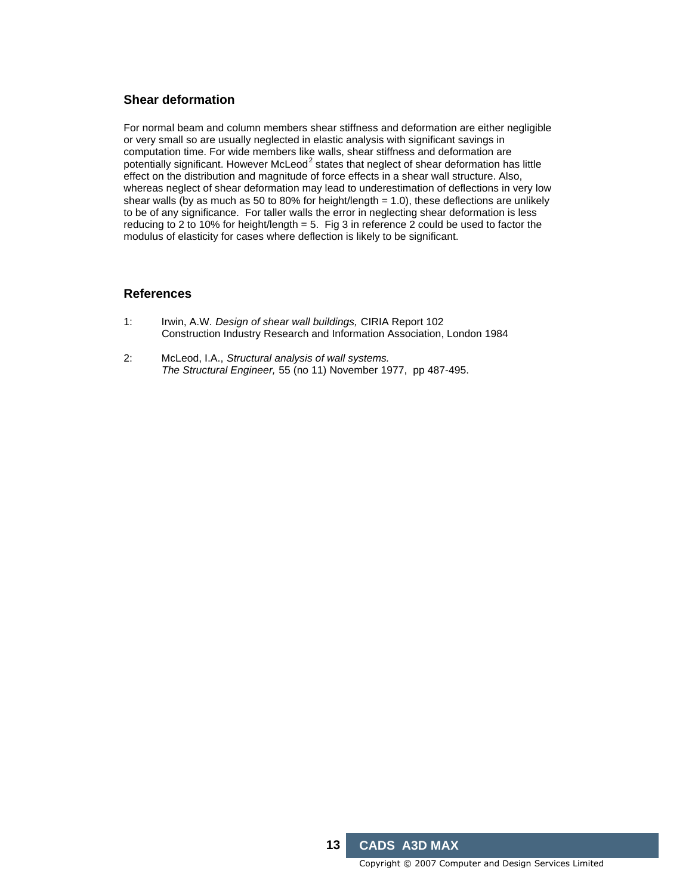## Shear deformation

For normal beam and column members shear stiffness and deformation are either negligible or very small so are usually neglected in elastic analysis with significant savings in computation time. For wide members like walls, shear stiffness and deformation are potentially significant. However McLeod[2] states that neglect of shear deformation has little effect on the distribution and magnitude of force effects in a shear wall structure. Also, whereas neglect of shear deformation may lead to underestimation of deflections in very low shear walls (by as much as 50 to 80% for height/length = 1.0), these deflections are unlikely to be of any significance. For taller walls the error in neglecting shear deformation is less reducing to 2 to 10% for height/length = 5. Fig 3 in reference 2 could be used to factor the modulus of elasticity for cases where deflection is likely to be significant.

## References

1: Irwin, A.W. *Design of shear wall buildings,* CIRIA Report 102
Construction Industry Research and Information Association, London 1984

2: McLeod, I.A., *Structural analysis of wall systems.*
*The Structural Engineer,* 55 (no 11) November 1977, pp 487-495.